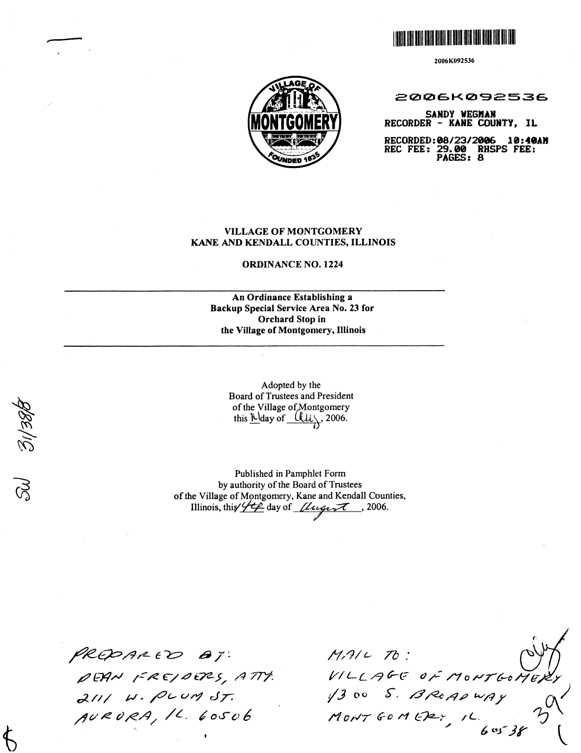2006K092536

2006K092536

SANDY WEGMAN
RECORDER - KANE COUNTY, IL

RECORDED: 08/23/2006 10:40AM
REC FEE: 29.00 RHSPS FEE:
PAGES: 8

# VILLAGE OF MONTGOMERY
## KANE AND KENDALL COUNTIES, ILLINOIS

## ORDINANCE NO. 1224

---

**An Ordinance Establishing a Backup Special Service Area No. 23 for Orchard Stop in the Village of Montgomery, Illinois**

---

Adopted by the
Board of Trustees and President
of the Village of Montgomery
this 1st day of July, 2006.

Published in Pamphlet Form
by authority of the Board of Trustees
of the Village of Montgomery, Kane and Kendall Counties,
Illinois, this 14th day of August, 2006.

PREPARED BY:
DEAN FREIDERS, ATTY.
2111 W. PLUM ST.
AURORA, IL. 60506

MAIL TO:
VILLAGE OF MONTGOMERY
1300 S. BROADWAY
MONTGOMERY, IL.
60538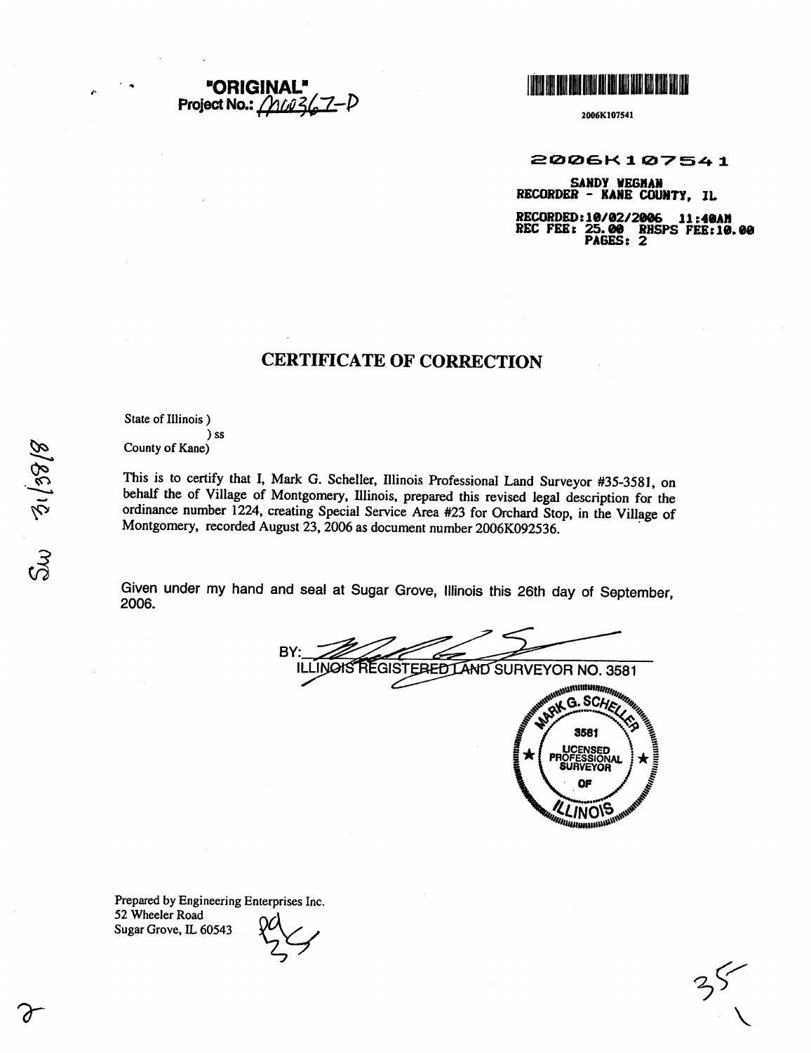"ORIGINAL"
Project No.: M0367-D

2006K107541

2006K107541

SANDY WEGMAN
RECORDER - KANE COUNTY, IL

RECORDED: 10/02/2006 11:40AM
REC FEE: 25.00 RHSPS FEE: 10.00
PAGES: 2

# CERTIFICATE OF CORRECTION

State of Illinois )
) ss
County of Kane)

This is to certify that I, Mark G. Scheller, Illinois Professional Land Surveyor #35-3581, on behalf the of Village of Montgomery, Illinois, prepared this revised legal description for the ordinance number 1224, creating Special Service Area #23 for Orchard Stop, in the Village of Montgomery, recorded August 23, 2006 as document number 2006K092536.

Given under my hand and seal at Sugar Grove, Illinois this 26th day of September, 2006.

BY: ______________________
ILLINOIS REGISTERED LAND SURVEYOR NO. 3581

MARK G. SCHELLER
3581
LICENSED PROFESSIONAL SURVEYOR
OF
ILLINOIS

Prepared by Engineering Enterprises Inc.
52 Wheeler Road
Sugar Grove, IL 60543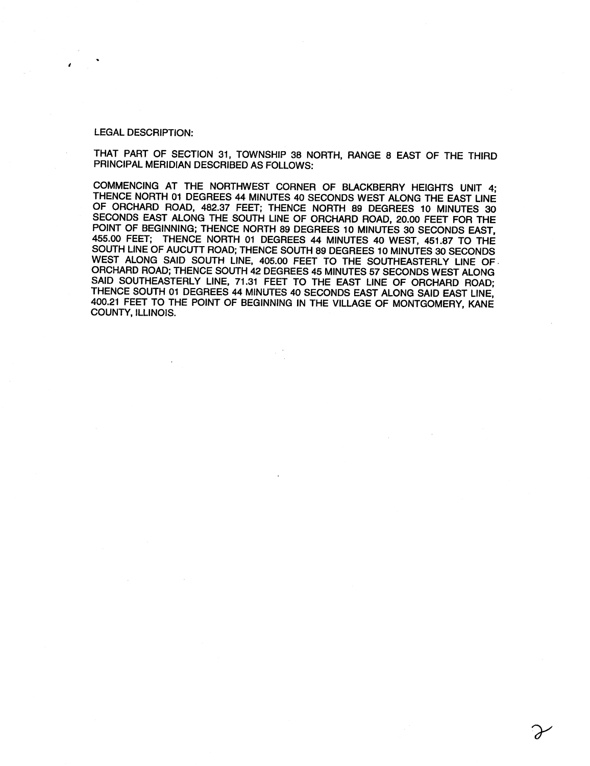LEGAL DESCRIPTION:

THAT PART OF SECTION 31, TOWNSHIP 38 NORTH, RANGE 8 EAST OF THE THIRD PRINCIPAL MERIDIAN DESCRIBED AS FOLLOWS:

COMMENCING AT THE NORTHWEST CORNER OF BLACKBERRY HEIGHTS UNIT 4; THENCE NORTH 01 DEGREES 44 MINUTES 40 SECONDS WEST ALONG THE EAST LINE OF ORCHARD ROAD, 482.37 FEET; THENCE NORTH 89 DEGREES 10 MINUTES 30 SECONDS EAST ALONG THE SOUTH LINE OF ORCHARD ROAD, 20.00 FEET FOR THE POINT OF BEGINNING; THENCE NORTH 89 DEGREES 10 MINUTES 30 SECONDS EAST, 455.00 FEET; THENCE NORTH 01 DEGREES 44 MINUTES 40 WEST, 451.87 TO THE SOUTH LINE OF AUCUTT ROAD; THENCE SOUTH 89 DEGREES 10 MINUTES 30 SECONDS WEST ALONG SAID SOUTH LINE, 405.00 FEET TO THE SOUTHEASTERLY LINE OF ORCHARD ROAD; THENCE SOUTH 42 DEGREES 45 MINUTES 57 SECONDS WEST ALONG SAID SOUTHEASTERLY LINE, 71.31 FEET TO THE EAST LINE OF ORCHARD ROAD; THENCE SOUTH 01 DEGREES 44 MINUTES 40 SECONDS EAST ALONG SAID EAST LINE, 400.21 FEET TO THE POINT OF BEGINNING IN THE VILLAGE OF MONTGOMERY, KANE COUNTY, ILLINOIS.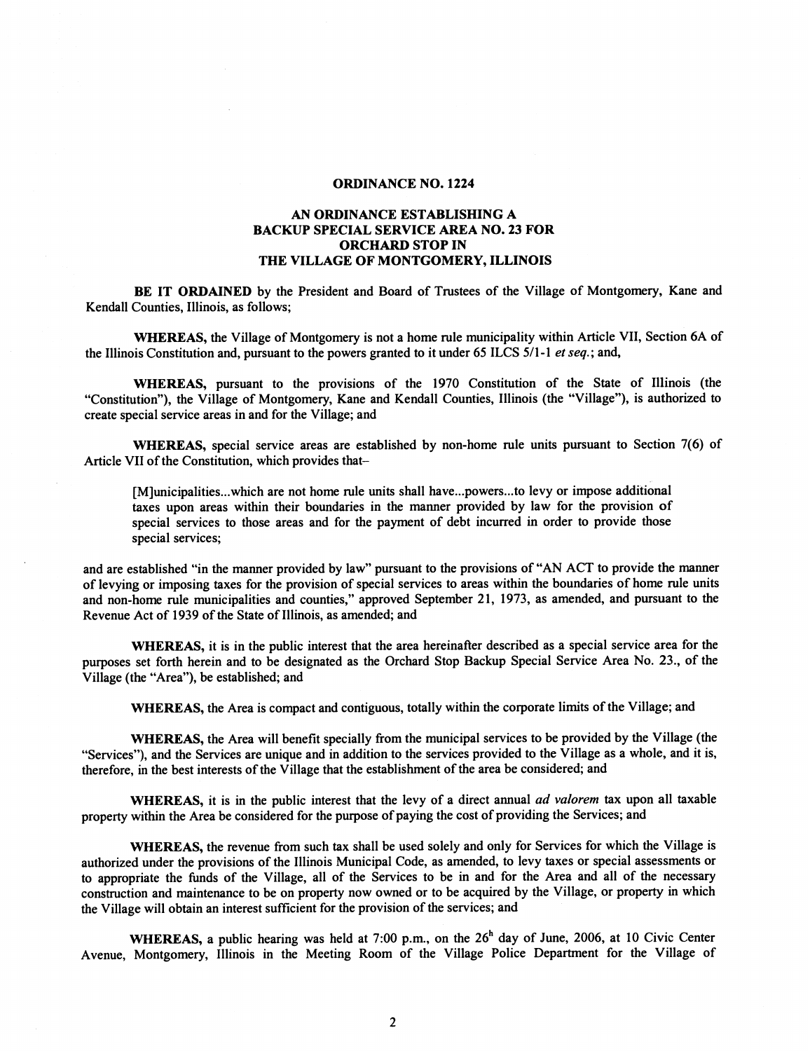**ORDINANCE NO. 1224**

**AN ORDINANCE ESTABLISHING A BACKUP SPECIAL SERVICE AREA NO. 23 FOR ORCHARD STOP IN THE VILLAGE OF MONTGOMERY, ILLINOIS**

**BE IT ORDAINED** by the President and Board of Trustees of the Village of Montgomery, Kane and Kendall Counties, Illinois, as follows;

**WHEREAS,** the Village of Montgomery is not a home rule municipality within Article VII, Section 6A of the Illinois Constitution and, pursuant to the powers granted to it under 65 ILCS 5/1-1 *et seq.*; and,

**WHEREAS,** pursuant to the provisions of the 1970 Constitution of the State of Illinois (the "Constitution"), the Village of Montgomery, Kane and Kendall Counties, Illinois (the "Village"), is authorized to create special service areas in and for the Village; and

**WHEREAS,** special service areas are established by non-home rule units pursuant to Section 7(6) of Article VII of the Constitution, which provides that–

> [M]unicipalities...which are not home rule units shall have...powers...to levy or impose additional taxes upon areas within their boundaries in the manner provided by law for the provision of special services to those areas and for the payment of debt incurred in order to provide those special services;

and are established "in the manner provided by law" pursuant to the provisions of "AN ACT to provide the manner of levying or imposing taxes for the provision of special services to areas within the boundaries of home rule units and non-home rule municipalities and counties," approved September 21, 1973, as amended, and pursuant to the Revenue Act of 1939 of the State of Illinois, as amended; and

**WHEREAS,** it is in the public interest that the area hereinafter described as a special service area for the purposes set forth herein and to be designated as the Orchard Stop Backup Special Service Area No. 23., of the Village (the "Area"), be established; and

**WHEREAS,** the Area is compact and contiguous, totally within the corporate limits of the Village; and

**WHEREAS,** the Area will benefit specially from the municipal services to be provided by the Village (the "Services"), and the Services are unique and in addition to the services provided to the Village as a whole, and it is, therefore, in the best interests of the Village that the establishment of the area be considered; and

**WHEREAS,** it is in the public interest that the levy of a direct annual *ad valorem* tax upon all taxable property within the Area be considered for the purpose of paying the cost of providing the Services; and

**WHEREAS,** the revenue from such tax shall be used solely and only for Services for which the Village is authorized under the provisions of the Illinois Municipal Code, as amended, to levy taxes or special assessments or to appropriate the funds of the Village, all of the Services to be in and for the Area and all of the necessary construction and maintenance to be on property now owned or to be acquired by the Village, or property in which the Village will obtain an interest sufficient for the provision of the services; and

**WHEREAS,** a public hearing was held at 7:00 p.m., on the 26h day of June, 2006, at 10 Civic Center Avenue, Montgomery, Illinois in the Meeting Room of the Village Police Department for the Village of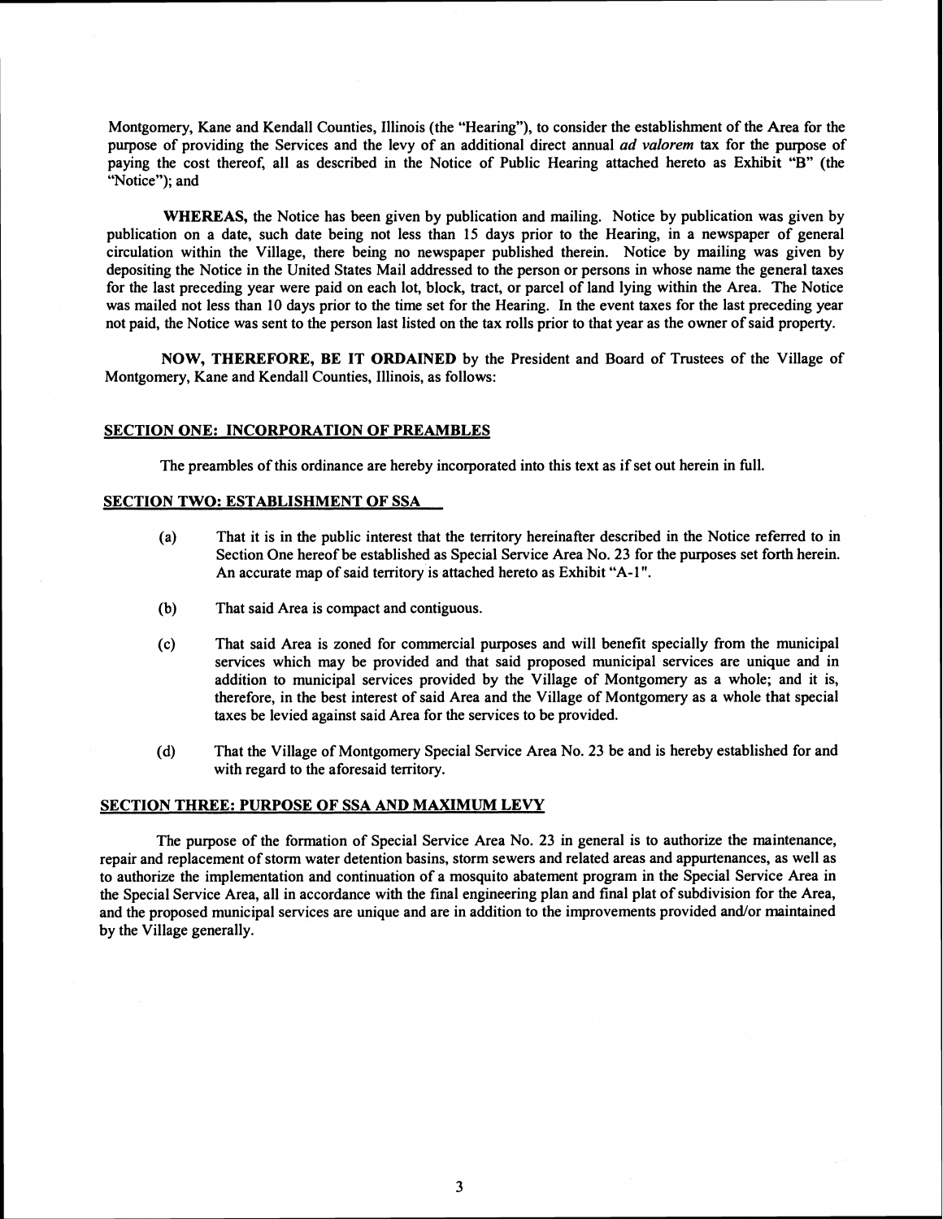Montgomery, Kane and Kendall Counties, Illinois (the "Hearing"), to consider the establishment of the Area for the purpose of providing the Services and the levy of an additional direct annual *ad valorem* tax for the purpose of paying the cost thereof, all as described in the Notice of Public Hearing attached hereto as Exhibit "B" (the "Notice"); and

**WHEREAS,** the Notice has been given by publication and mailing. Notice by publication was given by publication on a date, such date being not less than 15 days prior to the Hearing, in a newspaper of general circulation within the Village, there being no newspaper published therein. Notice by mailing was given by depositing the Notice in the United States Mail addressed to the person or persons in whose name the general taxes for the last preceding year were paid on each lot, block, tract, or parcel of land lying within the Area. The Notice was mailed not less than 10 days prior to the time set for the Hearing. In the event taxes for the last preceding year not paid, the Notice was sent to the person last listed on the tax rolls prior to that year as the owner of said property.

**NOW, THEREFORE, BE IT ORDAINED** by the President and Board of Trustees of the Village of Montgomery, Kane and Kendall Counties, Illinois, as follows:

**SECTION ONE: INCORPORATION OF PREAMBLES**

The preambles of this ordinance are hereby incorporated into this text as if set out herein in full.

**SECTION TWO: ESTABLISHMENT OF SSA**

(a) That it is in the public interest that the territory hereinafter described in the Notice referred to in Section One hereof be established as Special Service Area No. 23 for the purposes set forth herein. An accurate map of said territory is attached hereto as Exhibit "A-1".

(b) That said Area is compact and contiguous.

(c) That said Area is zoned for commercial purposes and will benefit specially from the municipal services which may be provided and that said proposed municipal services are unique and in addition to municipal services provided by the Village of Montgomery as a whole; and it is, therefore, in the best interest of said Area and the Village of Montgomery as a whole that special taxes be levied against said Area for the services to be provided.

(d) That the Village of Montgomery Special Service Area No. 23 be and is hereby established for and with regard to the aforesaid territory.

**SECTION THREE: PURPOSE OF SSA AND MAXIMUM LEVY**

The purpose of the formation of Special Service Area No. 23 in general is to authorize the maintenance, repair and replacement of storm water detention basins, storm sewers and related areas and appurtenances, as well as to authorize the implementation and continuation of a mosquito abatement program in the Special Service Area in the Special Service Area, all in accordance with the final engineering plan and final plat of subdivision for the Area, and the proposed municipal services are unique and are in addition to the improvements provided and/or maintained by the Village generally.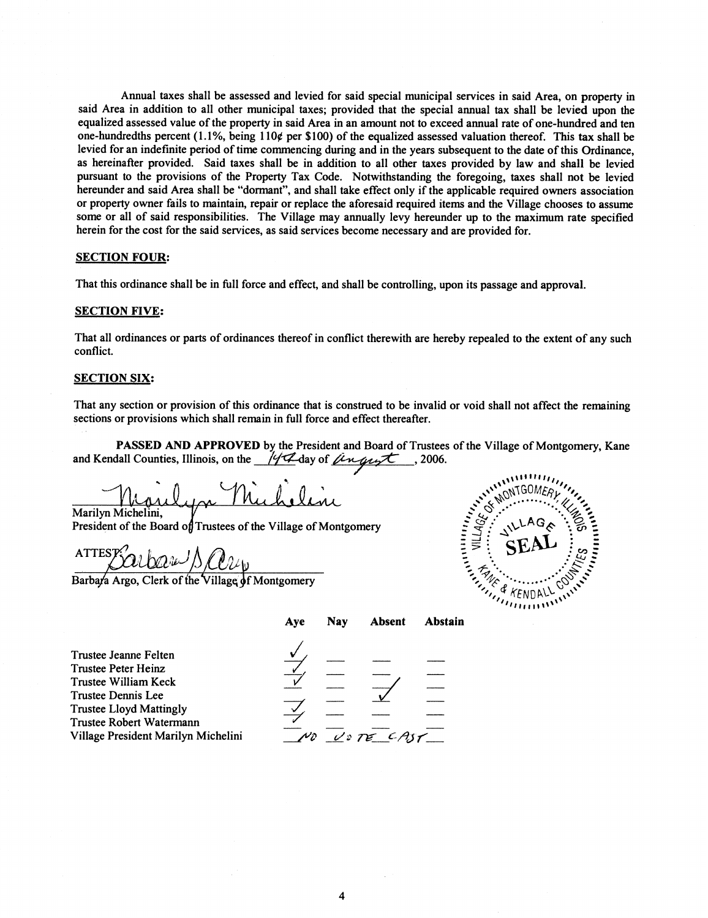Annual taxes shall be assessed and levied for said special municipal services in said Area, on property in said Area in addition to all other municipal taxes; provided that the special annual tax shall be levied upon the equalized assessed value of the property in said Area in an amount not to exceed annual rate of one-hundred and ten one-hundredths percent (1.1%, being 110¢ per $100) of the equalized assessed valuation thereof. This tax shall be levied for an indefinite period of time commencing during and in the years subsequent to the date of this Ordinance, as hereinafter provided. Said taxes shall be in addition to all other taxes provided by law and shall be levied pursuant to the provisions of the Property Tax Code. Notwithstanding the foregoing, taxes shall not be levied hereunder and said Area shall be "dormant", and shall take effect only if the applicable required owners association or property owner fails to maintain, repair or replace the aforesaid required items and the Village chooses to assume some or all of said responsibilities. The Village may annually levy hereunder up to the maximum rate specified herein for the cost for the said services, as said services become necessary and are provided for.

**SECTION FOUR:**

That this ordinance shall be in full force and effect, and shall be controlling, upon its passage and approval.

**SECTION FIVE:**

That all ordinances or parts of ordinances thereof in conflict therewith are hereby repealed to the extent of any such conflict.

**SECTION SIX:**

That any section or provision of this ordinance that is construed to be invalid or void shall not affect the remaining sections or provisions which shall remain in full force and effect thereafter.

**PASSED AND APPROVED** by the President and Board of Trustees of the Village of Montgomery, Kane and Kendall Counties, Illinois, on the 14th day of August, 2006.

Marilyn Michelini,
President of the Board of Trustees of the Village of Montgomery

ATTEST: Barbara Argo, Clerk of the Village of Montgomery

VILLAGE OF MONTGOMERY, ILLINOIS — VILLAGE SEAL — KANE & KENDALL COUNTIES

| | Aye | Nay | Absent | Abstain |
|---|---|---|---|---|
| Trustee Jeanne Felten | ✓ | | | |
| Trustee Peter Heinz | ✓ | | | |
| Trustee William Keck | ✓ | | | |
| Trustee Dennis Lee | | | ✓ | |
| Trustee Lloyd Mattingly | ✓ | | | |
| Trustee Robert Watermann | ✓ | | | |
| Village President Marilyn Michelini | NO VOTE CAST | | | |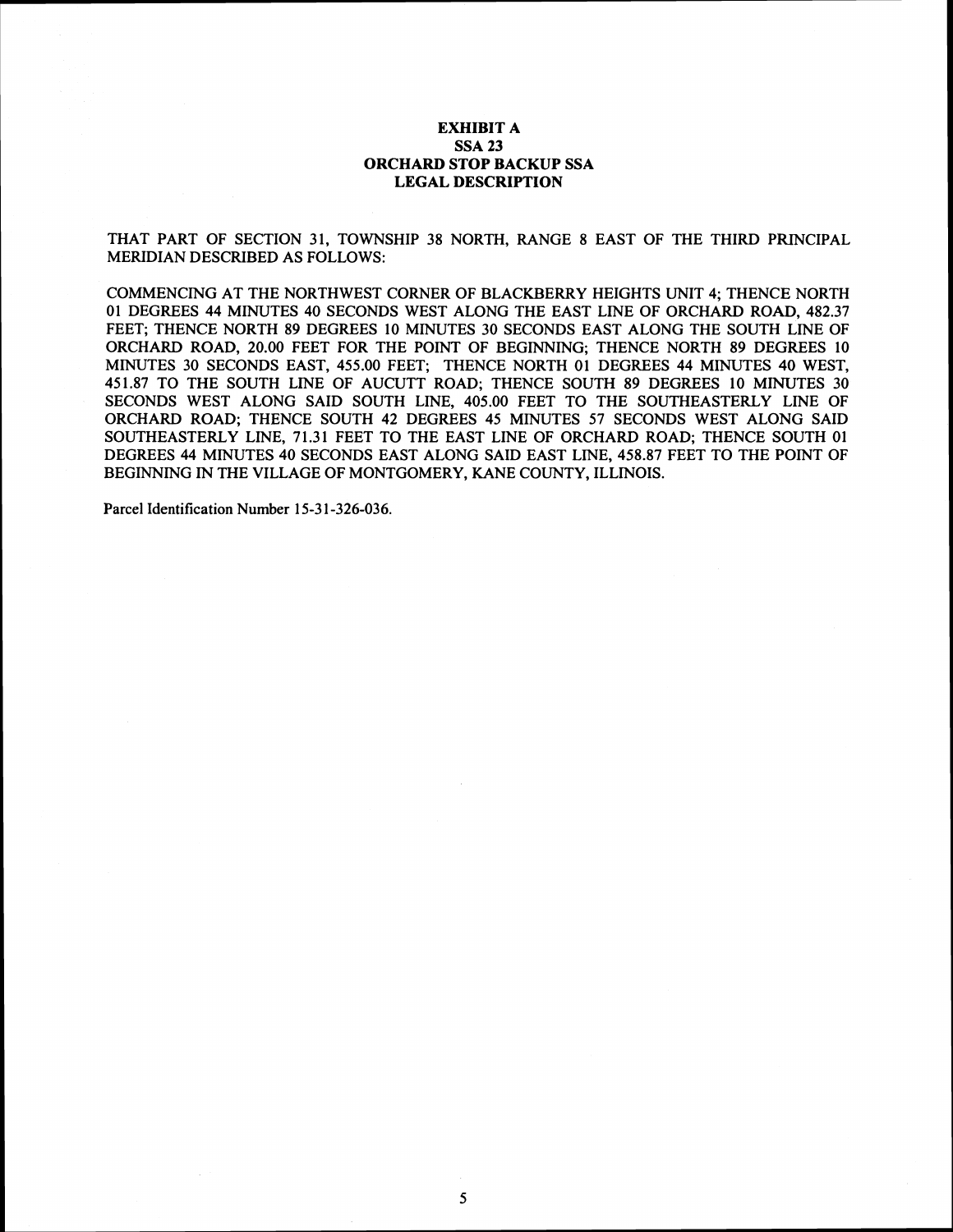# EXHIBIT A
## SSA 23
## ORCHARD STOP BACKUP SSA
## LEGAL DESCRIPTION

THAT PART OF SECTION 31, TOWNSHIP 38 NORTH, RANGE 8 EAST OF THE THIRD PRINCIPAL MERIDIAN DESCRIBED AS FOLLOWS:

COMMENCING AT THE NORTHWEST CORNER OF BLACKBERRY HEIGHTS UNIT 4; THENCE NORTH 01 DEGREES 44 MINUTES 40 SECONDS WEST ALONG THE EAST LINE OF ORCHARD ROAD, 482.37 FEET; THENCE NORTH 89 DEGREES 10 MINUTES 30 SECONDS EAST ALONG THE SOUTH LINE OF ORCHARD ROAD, 20.00 FEET FOR THE POINT OF BEGINNING; THENCE NORTH 89 DEGREES 10 MINUTES 30 SECONDS EAST, 455.00 FEET; THENCE NORTH 01 DEGREES 44 MINUTES 40 WEST, 451.87 TO THE SOUTH LINE OF AUCUTT ROAD; THENCE SOUTH 89 DEGREES 10 MINUTES 30 SECONDS WEST ALONG SAID SOUTH LINE, 405.00 FEET TO THE SOUTHEASTERLY LINE OF ORCHARD ROAD; THENCE SOUTH 42 DEGREES 45 MINUTES 57 SECONDS WEST ALONG SAID SOUTHEASTERLY LINE, 71.31 FEET TO THE EAST LINE OF ORCHARD ROAD; THENCE SOUTH 01 DEGREES 44 MINUTES 40 SECONDS EAST ALONG SAID EAST LINE, 458.87 FEET TO THE POINT OF BEGINNING IN THE VILLAGE OF MONTGOMERY, KANE COUNTY, ILLINOIS.

Parcel Identification Number 15-31-326-036.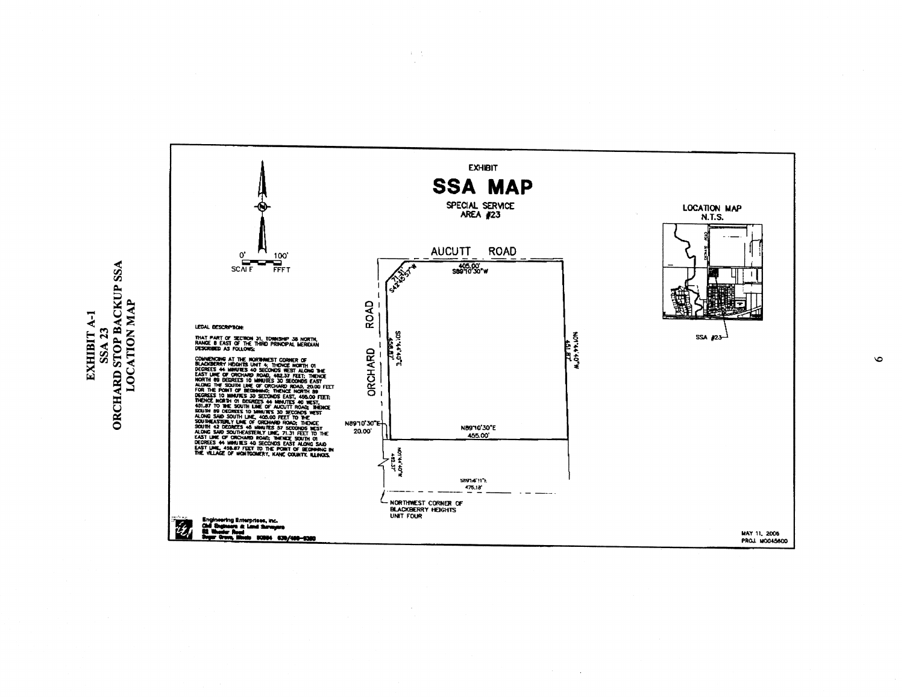# EXHIBIT A-1
# SSA 23
# ORCHARD STOP BACKUP SSA
# LOCATION MAP

EXHIBIT

## SSA MAP

SPECIAL SERVICE
AREA #23

LOCATION MAP
N.T.S.

SSA #23

0' 100'
SCALE FEET

AUCUTT ROAD

ORCHARD ROAD

405.00'
S89°10'30"W

71.31'
S42°45'57"W

S01°44'40"E
458.87'

N01°44'40"W
451.87'

N89°10'30"E
20.00'

N89°10'30"E
455.00'

N01°44'40"W
482.37'

S89°16'11"E
475.18'

NORTHWEST CORNER OF
BLACKBERRY HEIGHTS
UNIT FOUR

LEGAL DESCRIPTION:

THAT PART OF SECTION 31, TOWNSHIP 38 NORTH, RANGE 8 EAST OF THE THIRD PRINCIPAL MERIDIAN DESCRIBED AS FOLLOWS:

COMMENCING AT THE NORTHWEST CORNER OF BLACKBERRY HEIGHTS UNIT 4; THENCE NORTH 01 DEGREES 44 MINUTES 40 SECONDS WEST ALONG THE EAST LINE OF ORCHARD ROAD, 482.37 FEET; THENCE NORTH 89 DEGREES 10 MINUTES 30 SECONDS EAST ALONG THE SOUTH LINE OF ORCHARD ROAD, 20.00 FEET FOR THE POINT OF BEGINNING; THENCE NORTH 89 DEGREES 10 MINUTES 30 SECONDS EAST, 455.00 FEET; THENCE NORTH 01 DEGREES 44 MINUTES 40 WEST, 451.87 TO THE SOUTH LINE OF AUCUTT ROAD; THENCE SOUTH 89 DEGREES 10 MINUTES 30 SECONDS WEST ALONG SAID SOUTH LINE, 405.00 FEET TO THE SOUTHEASTERLY LINE OF ORCHARD ROAD; THENCE SOUTH 42 DEGREES 45 MINUTES 57 SECONDS WEST ALONG SAID SOUTHEASTERLY LINE, 71.31 FEET TO THE EAST LINE OF ORCHARD ROAD; THENCE SOUTH 01 DEGREES 44 MINUTES 40 SECONDS EAST ALONG SAID EAST LINE, 458.87 FEET TO THE POINT OF BEGINNING IN THE VILLAGE OF MONTGOMERY, KANE COUNTY, ILLINOIS.

Engineering Enterprises, Inc.
Civil Engineers & Land Surveyors
52 Wheeler Road
Sugar Grove, Illinois 60554 630/466-6350

MAY 11, 2006
PROJ. MO0045600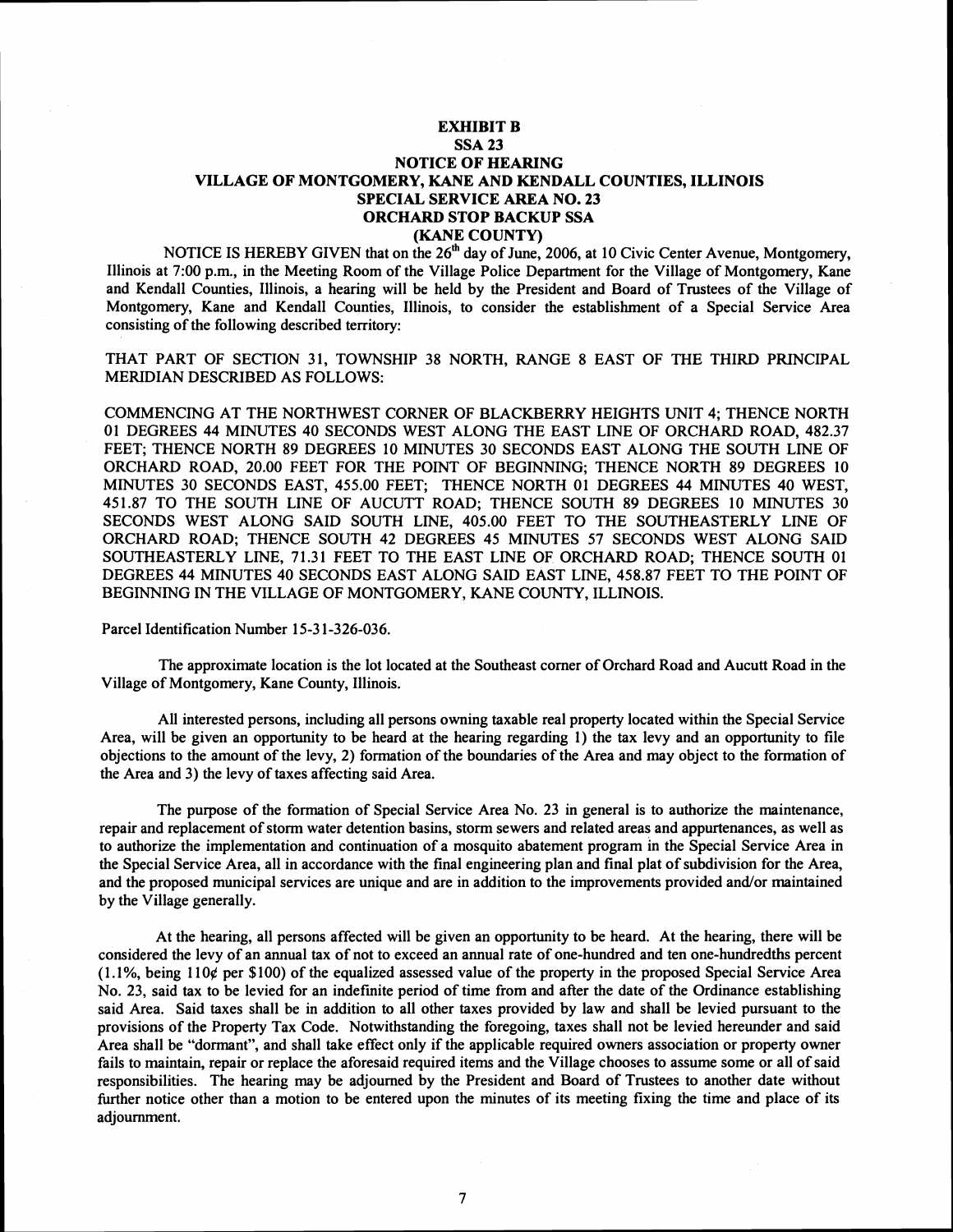# EXHIBIT B
## SSA 23
## NOTICE OF HEARING
## VILLAGE OF MONTGOMERY, KANE AND KENDALL COUNTIES, ILLINOIS
## SPECIAL SERVICE AREA NO. 23
## ORCHARD STOP BACKUP SSA
## (KANE COUNTY)

NOTICE IS HEREBY GIVEN that on the 26th day of June, 2006, at 10 Civic Center Avenue, Montgomery, Illinois at 7:00 p.m., in the Meeting Room of the Village Police Department for the Village of Montgomery, Kane and Kendall Counties, Illinois, a hearing will be held by the President and Board of Trustees of the Village of Montgomery, Kane and Kendall Counties, Illinois, to consider the establishment of a Special Service Area consisting of the following described territory:

THAT PART OF SECTION 31, TOWNSHIP 38 NORTH, RANGE 8 EAST OF THE THIRD PRINCIPAL MERIDIAN DESCRIBED AS FOLLOWS:

COMMENCING AT THE NORTHWEST CORNER OF BLACKBERRY HEIGHTS UNIT 4; THENCE NORTH 01 DEGREES 44 MINUTES 40 SECONDS WEST ALONG THE EAST LINE OF ORCHARD ROAD, 482.37 FEET; THENCE NORTH 89 DEGREES 10 MINUTES 30 SECONDS EAST ALONG THE SOUTH LINE OF ORCHARD ROAD, 20.00 FEET FOR THE POINT OF BEGINNING; THENCE NORTH 89 DEGREES 10 MINUTES 30 SECONDS EAST, 455.00 FEET; THENCE NORTH 01 DEGREES 44 MINUTES 40 WEST, 451.87 TO THE SOUTH LINE OF AUCUTT ROAD; THENCE SOUTH 89 DEGREES 10 MINUTES 30 SECONDS WEST ALONG SAID SOUTH LINE, 405.00 FEET TO THE SOUTHEASTERLY LINE OF ORCHARD ROAD; THENCE SOUTH 42 DEGREES 45 MINUTES 57 SECONDS WEST ALONG SAID SOUTHEASTERLY LINE, 71.31 FEET TO THE EAST LINE OF ORCHARD ROAD; THENCE SOUTH 01 DEGREES 44 MINUTES 40 SECONDS EAST ALONG SAID EAST LINE, 458.87 FEET TO THE POINT OF BEGINNING IN THE VILLAGE OF MONTGOMERY, KANE COUNTY, ILLINOIS.

Parcel Identification Number 15-31-326-036.

The approximate location is the lot located at the Southeast corner of Orchard Road and Aucutt Road in the Village of Montgomery, Kane County, Illinois.

All interested persons, including all persons owning taxable real property located within the Special Service Area, will be given an opportunity to be heard at the hearing regarding 1) the tax levy and an opportunity to file objections to the amount of the levy, 2) formation of the boundaries of the Area and may object to the formation of the Area and 3) the levy of taxes affecting said Area.

The purpose of the formation of Special Service Area No. 23 in general is to authorize the maintenance, repair and replacement of storm water detention basins, storm sewers and related areas and appurtenances, as well as to authorize the implementation and continuation of a mosquito abatement program in the Special Service Area in the Special Service Area, all in accordance with the final engineering plan and final plat of subdivision for the Area, and the proposed municipal services are unique and are in addition to the improvements provided and/or maintained by the Village generally.

At the hearing, all persons affected will be given an opportunity to be heard. At the hearing, there will be considered the levy of an annual tax of not to exceed an annual rate of one-hundred and ten one-hundredths percent (1.1%, being 110¢ per \$100) of the equalized assessed value of the property in the proposed Special Service Area No. 23, said tax to be levied for an indefinite period of time from and after the date of the Ordinance establishing said Area. Said taxes shall be in addition to all other taxes provided by law and shall be levied pursuant to the provisions of the Property Tax Code. Notwithstanding the foregoing, taxes shall not be levied hereunder and said Area shall be "dormant", and shall take effect only if the applicable required owners association or property owner fails to maintain, repair or replace the aforesaid required items and the Village chooses to assume some or all of said responsibilities. The hearing may be adjourned by the President and Board of Trustees to another date without further notice other than a motion to be entered upon the minutes of its meeting fixing the time and place of its adjournment.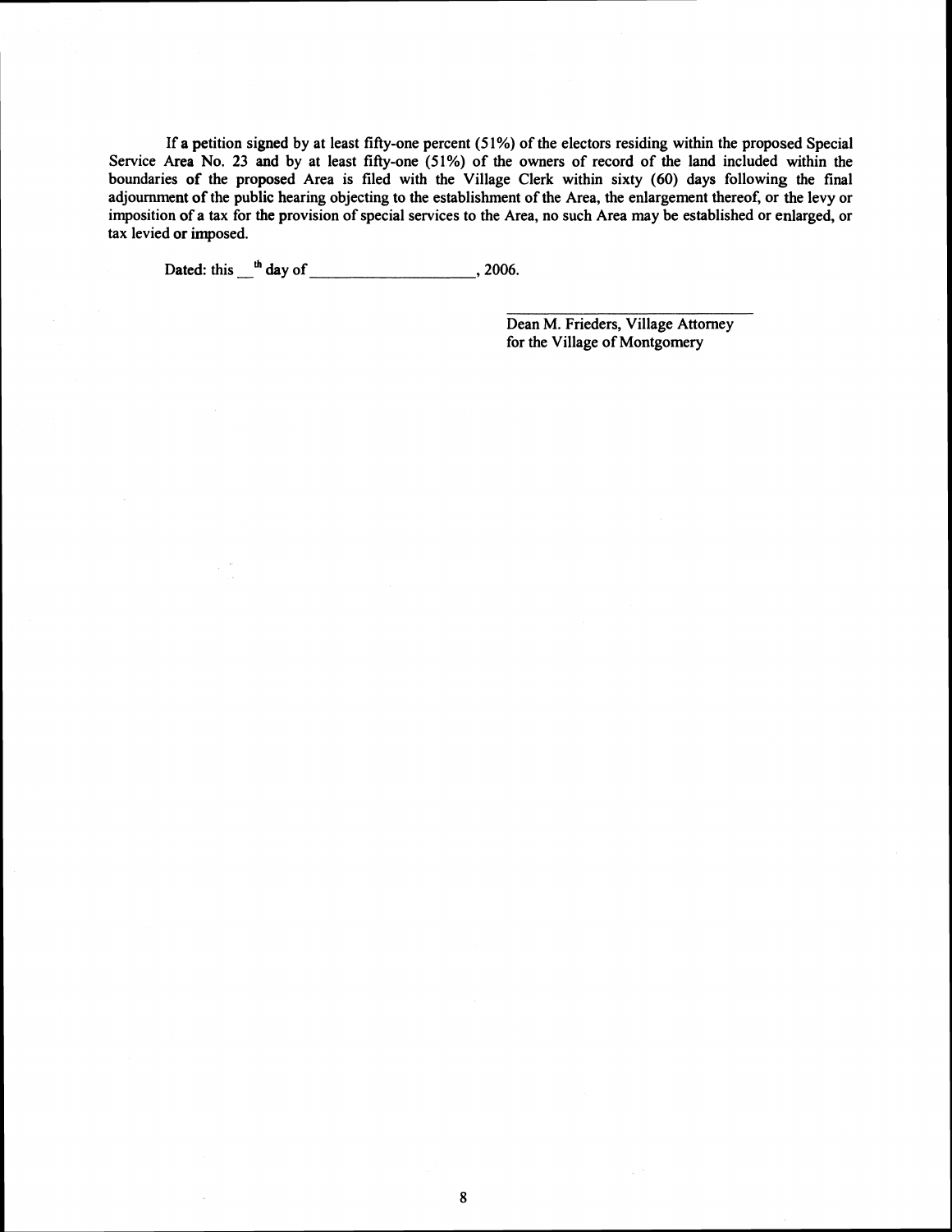If a petition signed by at least fifty-one percent (51%) of the electors residing within the proposed Special Service Area No. 23 and by at least fifty-one (51%) of the owners of record of the land included within the boundaries of the proposed Area is filed with the Village Clerk within sixty (60) days following the final adjournment of the public hearing objecting to the establishment of the Area, the enlargement thereof, or the levy or imposition of a tax for the provision of special services to the Area, no such Area may be established or enlarged, or tax levied or imposed.

Dated: this __th day of ____________________, 2006.

______________________________
Dean M. Frieders, Village Attorney
for the Village of Montgomery